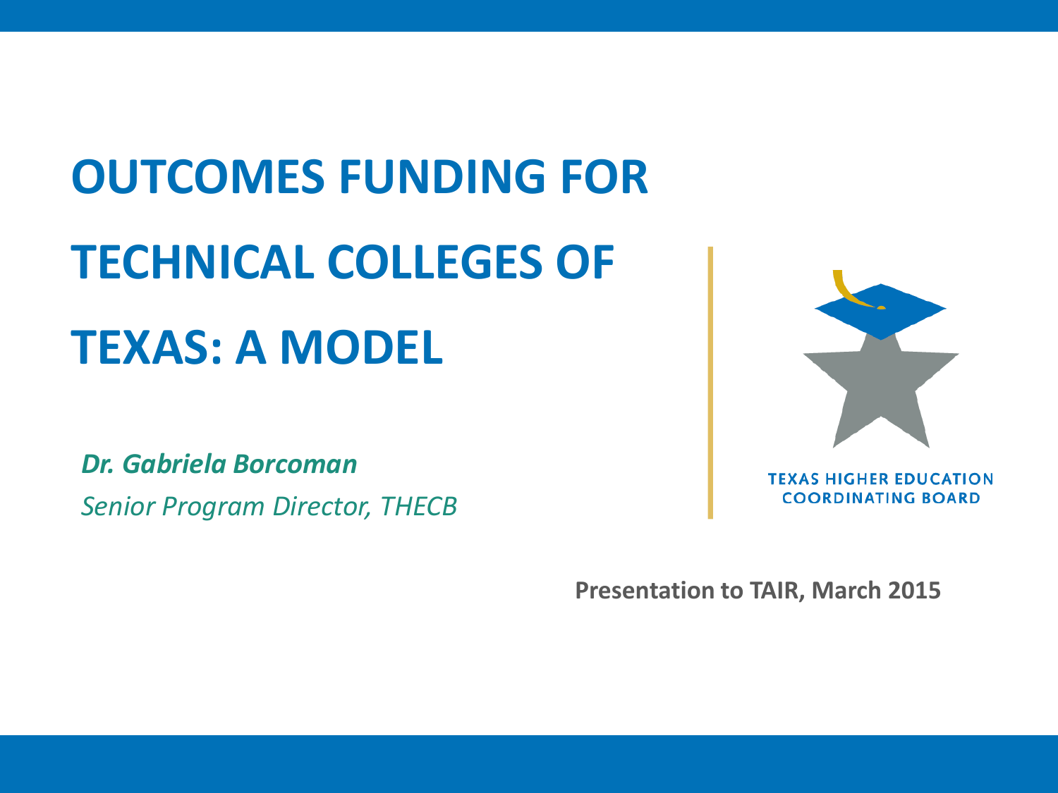# OUTCOMES FUNDING FOR TECHNICAL COLLEGES OF TEXAS: A MODEL

***Dr. Gabriela Borcoman***

*Senior Program Director, THECB*

TEXAS HIGHER EDUCATION COORDINATING BOARD

**Presentation to TAIR, March 2015**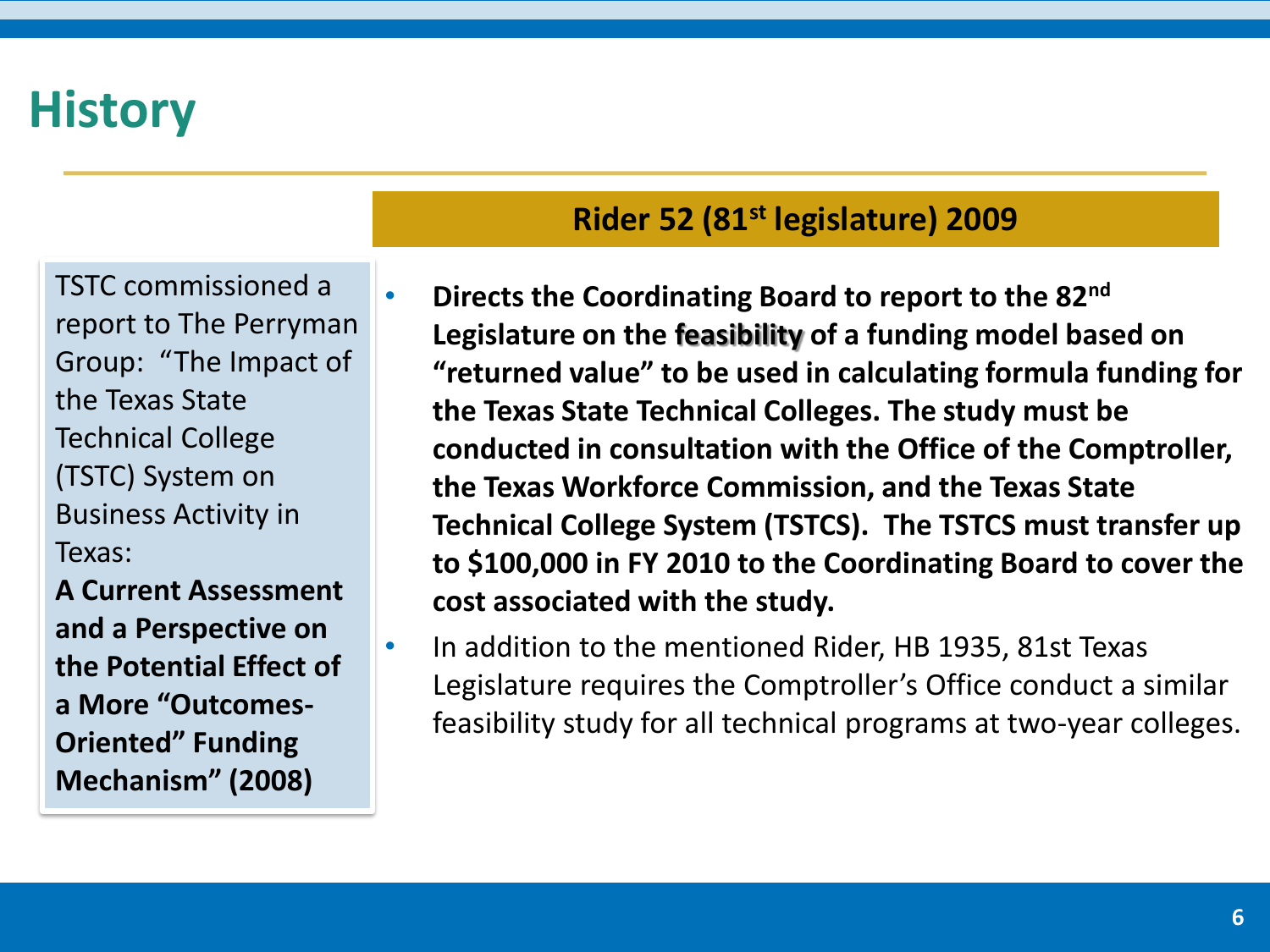# History

TSTC commissioned a report to The Perryman Group: "The Impact of the Texas State Technical College (TSTC) System on Business Activity in Texas: **A Current Assessment and a Perspective on the Potential Effect of a More "Outcomes-Oriented" Funding Mechanism" (2008)**

## Rider 52 (81st legislature) 2009

- **Directs the Coordinating Board to report to the 82nd Legislature on the feasibility of a funding model based on "returned value" to be used in calculating formula funding for the Texas State Technical Colleges. The study must be conducted in consultation with the Office of the Comptroller, the Texas Workforce Commission, and the Texas State Technical College System (TSTCS). The TSTCS must transfer up to $100,000 in FY 2010 to the Coordinating Board to cover the cost associated with the study.**
- In addition to the mentioned Rider, HB 1935, 81st Texas Legislature requires the Comptroller's Office conduct a similar feasibility study for all technical programs at two-year colleges.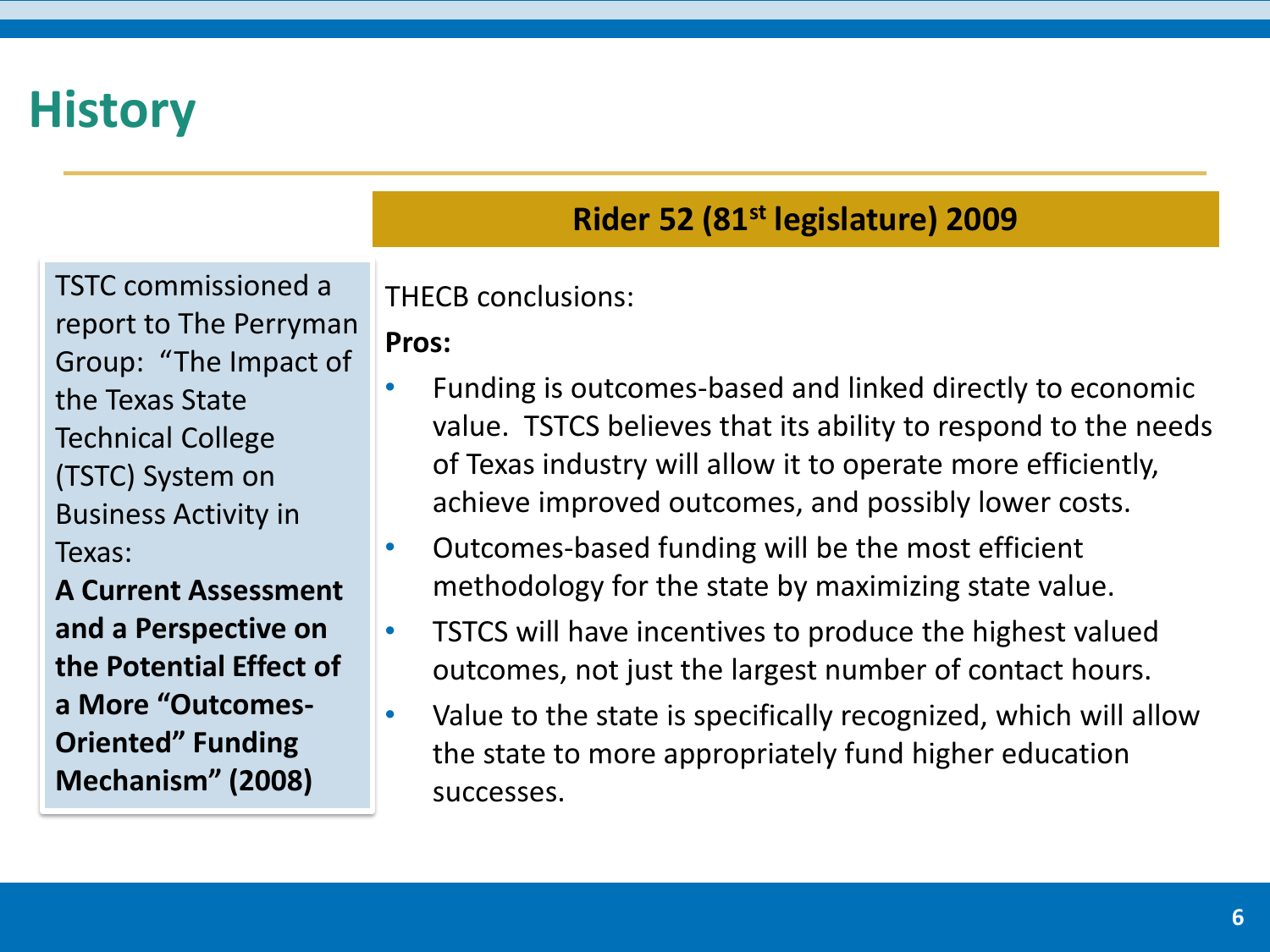# History

## Rider 52 (81st legislature) 2009

TSTC commissioned a report to The Perryman Group: "The Impact of the Texas State Technical College (TSTC) System on Business Activity in Texas: **A Current Assessment and a Perspective on the Potential Effect of a More "Outcomes-Oriented" Funding Mechanism" (2008)**

THECB conclusions:

**Pros:**

- Funding is outcomes-based and linked directly to economic value. TSTCS believes that its ability to respond to the needs of Texas industry will allow it to operate more efficiently, achieve improved outcomes, and possibly lower costs.
- Outcomes-based funding will be the most efficient methodology for the state by maximizing state value.
- TSTCS will have incentives to produce the highest valued outcomes, not just the largest number of contact hours.
- Value to the state is specifically recognized, which will allow the state to more appropriately fund higher education successes.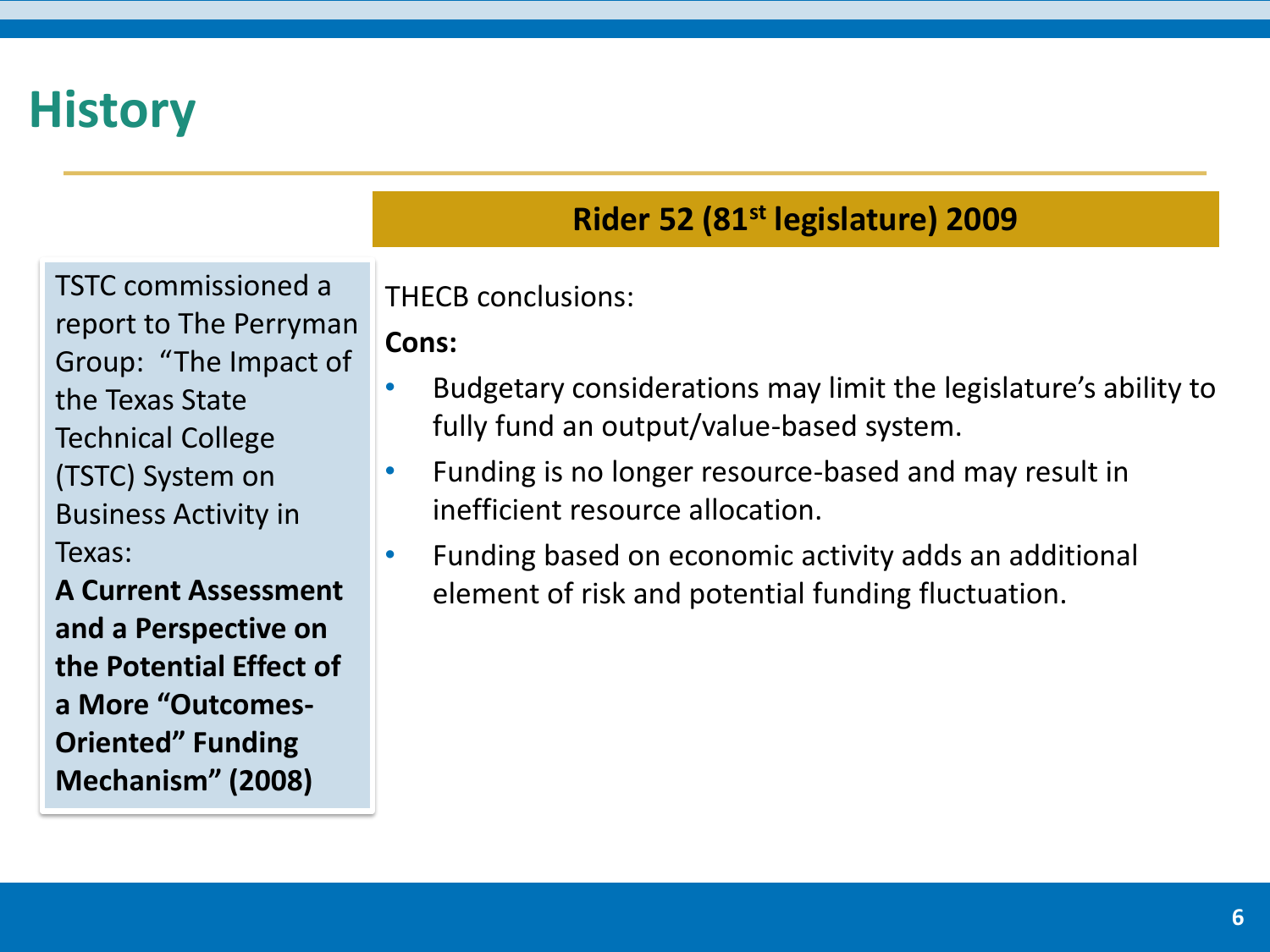# History

TSTC commissioned a report to The Perryman Group: "The Impact of the Texas State Technical College (TSTC) System on Business Activity in Texas: **A Current Assessment and a Perspective on the Potential Effect of a More "Outcomes-Oriented" Funding Mechanism" (2008)**

## Rider 52 (81st legislature) 2009

THECB conclusions:

**Cons:**

- Budgetary considerations may limit the legislature's ability to fully fund an output/value-based system.
- Funding is no longer resource-based and may result in inefficient resource allocation.
- Funding based on economic activity adds an additional element of risk and potential funding fluctuation.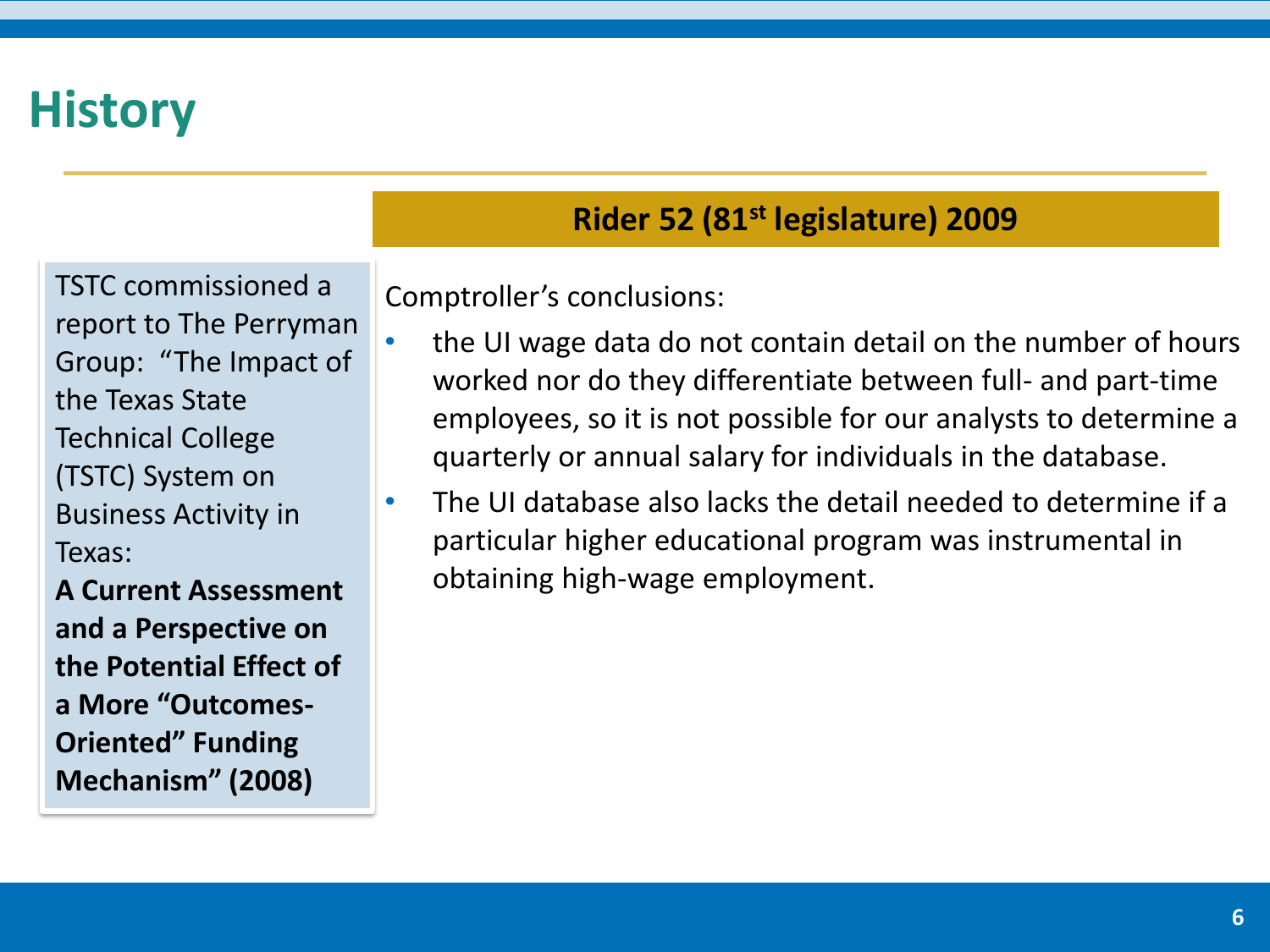# History

TSTC commissioned a report to The Perryman Group: "The Impact of the Texas State Technical College (TSTC) System on Business Activity in Texas: **A Current Assessment and a Perspective on the Potential Effect of a More "Outcomes-Oriented" Funding Mechanism" (2008)**

## Rider 52 (81st legislature) 2009

Comptroller's conclusions:

- the UI wage data do not contain detail on the number of hours worked nor do they differentiate between full- and part-time employees, so it is not possible for our analysts to determine a quarterly or annual salary for individuals in the database.
- The UI database also lacks the detail needed to determine if a particular higher educational program was instrumental in obtaining high-wage employment.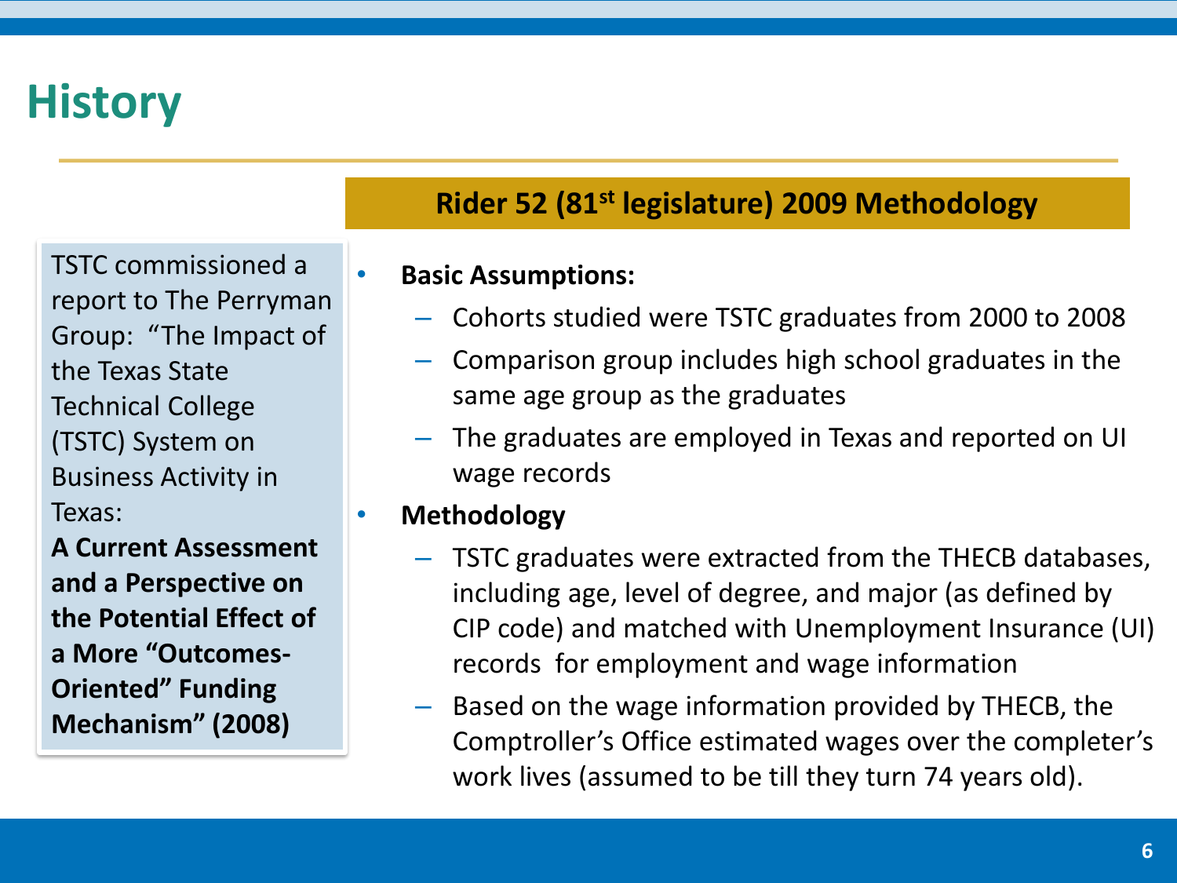# History

TSTC commissioned a report to The Perryman Group: "The Impact of the Texas State Technical College (TSTC) System on Business Activity in Texas: **A Current Assessment and a Perspective on the Potential Effect of a More "Outcomes-Oriented" Funding Mechanism" (2008)**

## Rider 52 (81st legislature) 2009 Methodology

- **Basic Assumptions:**
  - Cohorts studied were TSTC graduates from 2000 to 2008
  - Comparison group includes high school graduates in the same age group as the graduates
  - The graduates are employed in Texas and reported on UI wage records
- **Methodology**
  - TSTC graduates were extracted from the THECB databases, including age, level of degree, and major (as defined by CIP code) and matched with Unemployment Insurance (UI) records for employment and wage information
  - Based on the wage information provided by THECB, the Comptroller's Office estimated wages over the completer's work lives (assumed to be till they turn 74 years old).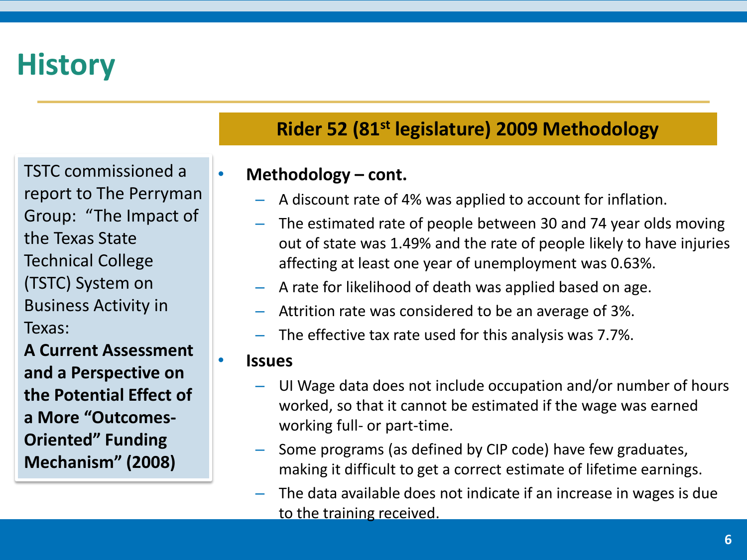# History

TSTC commissioned a report to The Perryman Group: "The Impact of the Texas State Technical College (TSTC) System on Business Activity in Texas: **A Current Assessment and a Perspective on the Potential Effect of a More "Outcomes-Oriented" Funding Mechanism" (2008)**

## Rider 52 (81st legislature) 2009 Methodology

- **Methodology – cont.**
  - A discount rate of 4% was applied to account for inflation.
  - The estimated rate of people between 30 and 74 year olds moving out of state was 1.49% and the rate of people likely to have injuries affecting at least one year of unemployment was 0.63%.
  - A rate for likelihood of death was applied based on age.
  - Attrition rate was considered to be an average of 3%.
  - The effective tax rate used for this analysis was 7.7%.
- **Issues**
  - UI Wage data does not include occupation and/or number of hours worked, so that it cannot be estimated if the wage was earned working full- or part-time.
  - Some programs (as defined by CIP code) have few graduates, making it difficult to get a correct estimate of lifetime earnings.
  - The data available does not indicate if an increase in wages is due to the training received.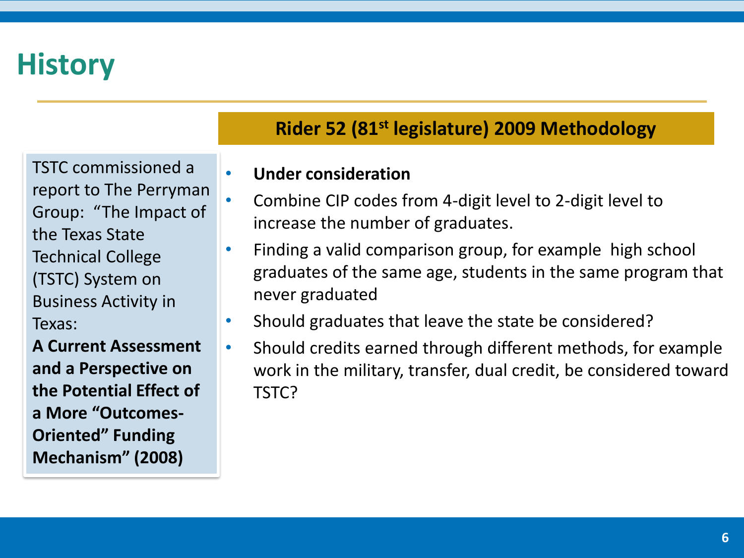# History

TSTC commissioned a report to The Perryman Group: "The Impact of the Texas State Technical College (TSTC) System on Business Activity in Texas: **A Current Assessment and a Perspective on the Potential Effect of a More "Outcomes-Oriented" Funding Mechanism" (2008)**

## Rider 52 (81st legislature) 2009 Methodology

- **Under consideration**
- Combine CIP codes from 4-digit level to 2-digit level to increase the number of graduates.
- Finding a valid comparison group, for example high school graduates of the same age, students in the same program that never graduated
- Should graduates that leave the state be considered?
- Should credits earned through different methods, for example work in the military, transfer, dual credit, be considered toward TSTC?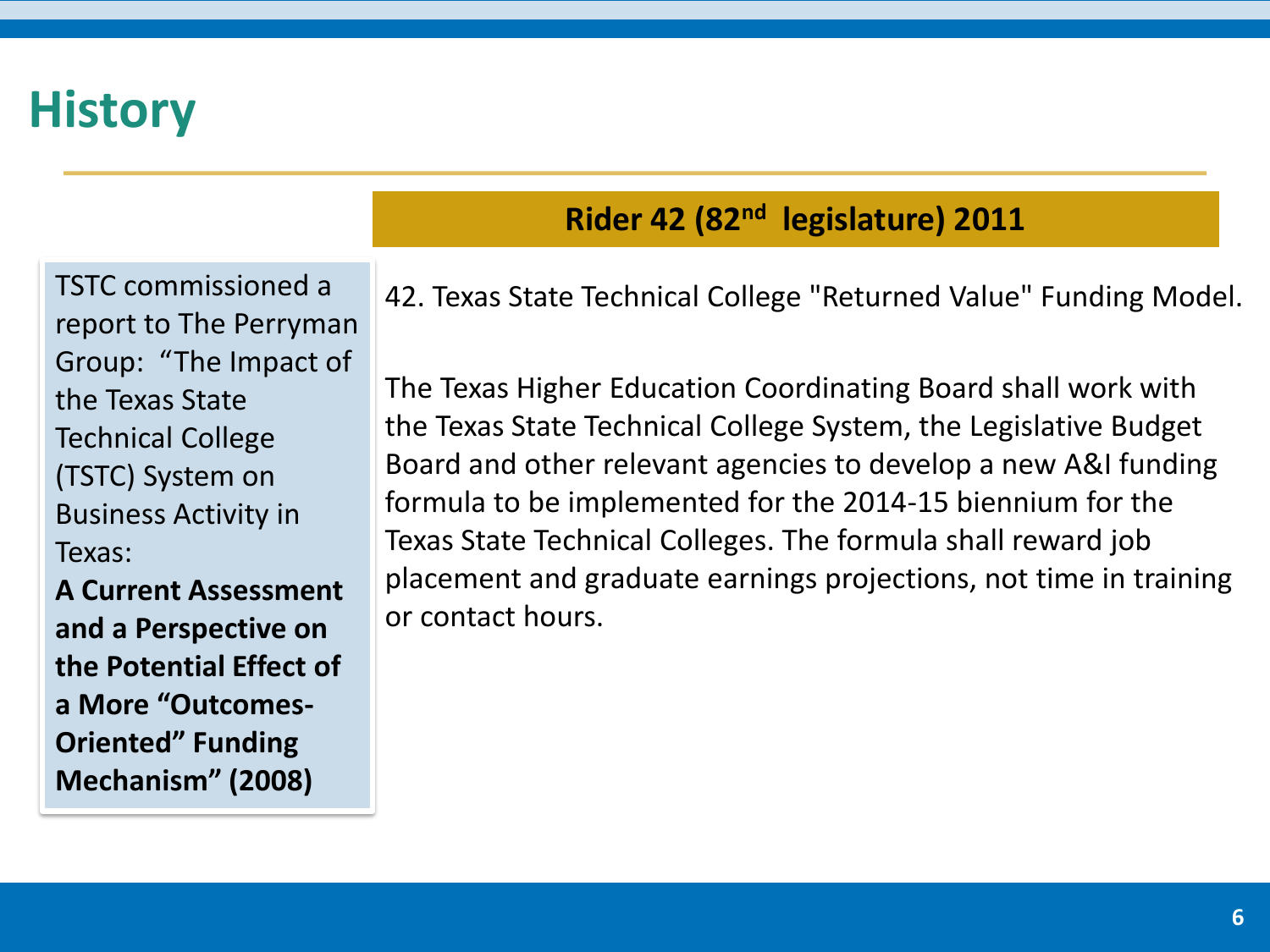# History

TSTC commissioned a report to The Perryman Group: "The Impact of the Texas State Technical College (TSTC) System on Business Activity in Texas: **A Current Assessment and a Perspective on the Potential Effect of a More "Outcomes-Oriented" Funding Mechanism" (2008)**

## Rider 42 (82nd legislature) 2011

42. Texas State Technical College "Returned Value" Funding Model.

The Texas Higher Education Coordinating Board shall work with the Texas State Technical College System, the Legislative Budget Board and other relevant agencies to develop a new A&I funding formula to be implemented for the 2014-15 biennium for the Texas State Technical Colleges. The formula shall reward job placement and graduate earnings projections, not time in training or contact hours.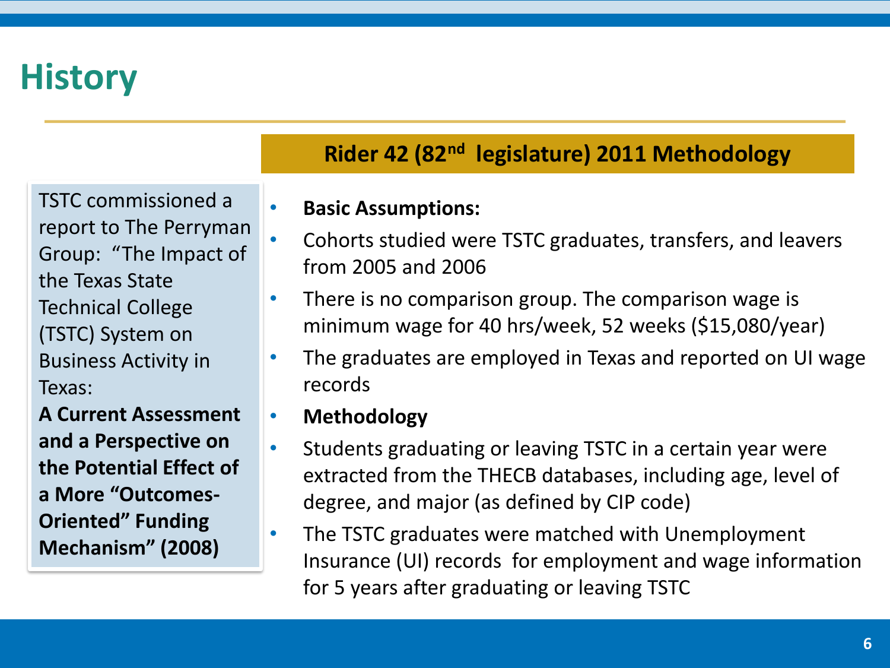# History

TSTC commissioned a report to The Perryman Group: "The Impact of the Texas State Technical College (TSTC) System on Business Activity in Texas: **A Current Assessment and a Perspective on the Potential Effect of a More "Outcomes-Oriented" Funding Mechanism" (2008)**

## Rider 42 (82nd legislature) 2011 Methodology

- **Basic Assumptions:**
- Cohorts studied were TSTC graduates, transfers, and leavers from 2005 and 2006
- There is no comparison group. The comparison wage is minimum wage for 40 hrs/week, 52 weeks ($15,080/year)
- The graduates are employed in Texas and reported on UI wage records
- **Methodology**
- Students graduating or leaving TSTC in a certain year were extracted from the THECB databases, including age, level of degree, and major (as defined by CIP code)
- The TSTC graduates were matched with Unemployment Insurance (UI) records for employment and wage information for 5 years after graduating or leaving TSTC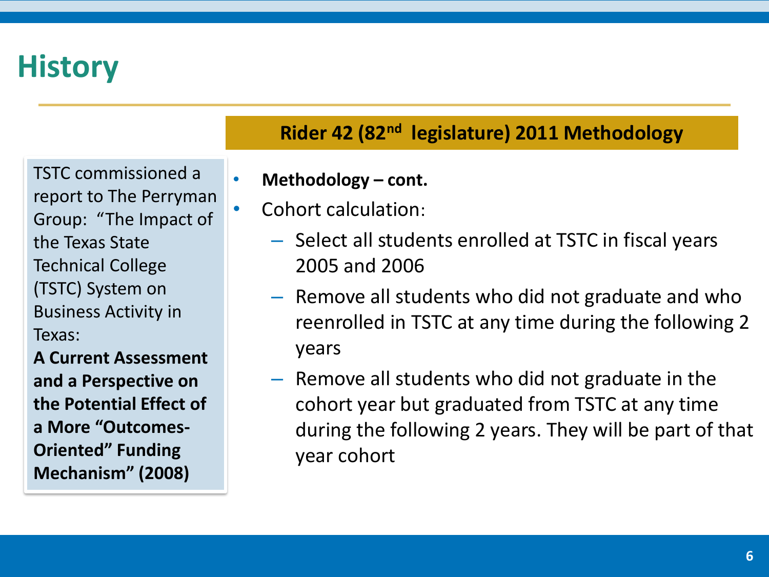# History

TSTC commissioned a report to The Perryman Group: "The Impact of the Texas State Technical College (TSTC) System on Business Activity in Texas: **A Current Assessment and a Perspective on the Potential Effect of a More "Outcomes-Oriented" Funding Mechanism" (2008)**

## Rider 42 ($82^{nd}$ legislature) 2011 Methodology

- **Methodology – cont.**
- Cohort calculation:
  - Select all students enrolled at TSTC in fiscal years 2005 and 2006
  - Remove all students who did not graduate and who reenrolled in TSTC at any time during the following 2 years
  - Remove all students who did not graduate in the cohort year but graduated from TSTC at any time during the following 2 years. They will be part of that year cohort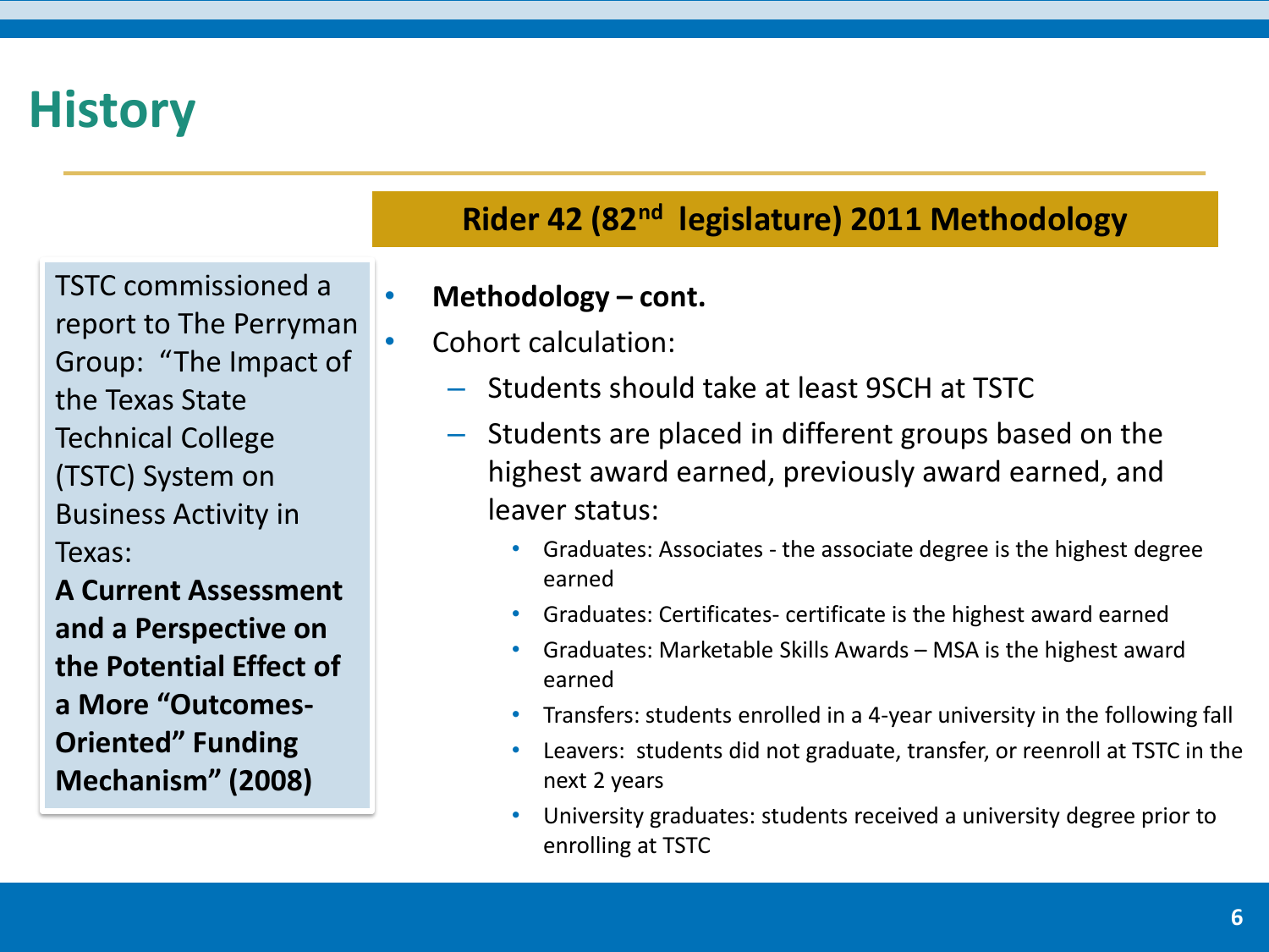# History

TSTC commissioned a report to The Perryman Group: "The Impact of the Texas State Technical College (TSTC) System on Business Activity in Texas: **A Current Assessment and a Perspective on the Potential Effect of a More "Outcomes-Oriented" Funding Mechanism" (2008)**

## Rider 42 (82nd legislature) 2011 Methodology

- **Methodology – cont.**
- Cohort calculation:
  - Students should take at least 9SCH at TSTC
  - Students are placed in different groups based on the highest award earned, previously award earned, and leaver status:
    - Graduates: Associates - the associate degree is the highest degree earned
    - Graduates: Certificates- certificate is the highest award earned
    - Graduates: Marketable Skills Awards – MSA is the highest award earned
    - Transfers: students enrolled in a 4-year university in the following fall
    - Leavers: students did not graduate, transfer, or reenroll at TSTC in the next 2 years
    - University graduates: students received a university degree prior to enrolling at TSTC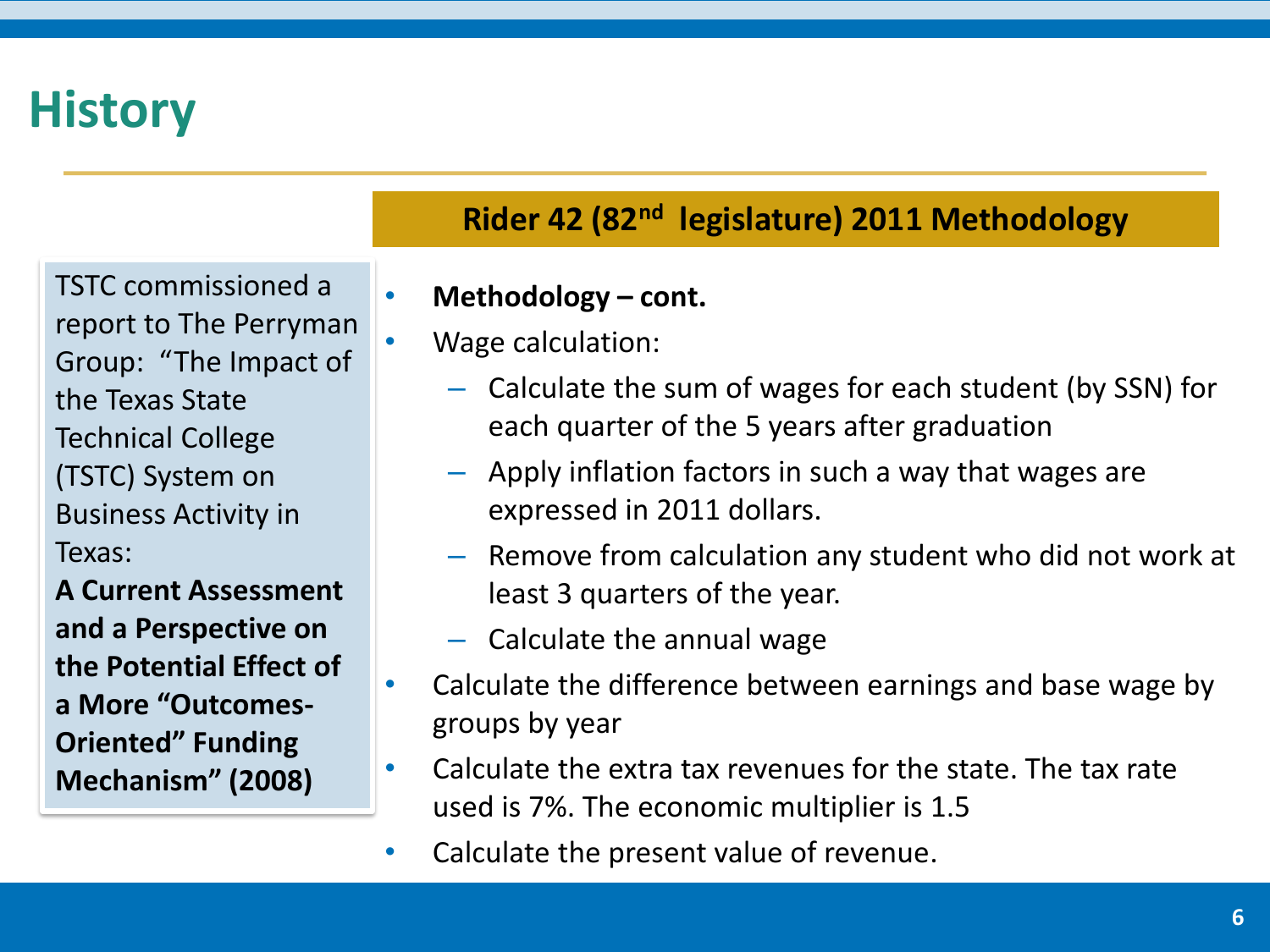# History

TSTC commissioned a report to The Perryman Group: "The Impact of the Texas State Technical College (TSTC) System on Business Activity in Texas: **A Current Assessment and a Perspective on the Potential Effect of a More "Outcomes-Oriented" Funding Mechanism" (2008)**

## Rider 42 (82nd legislature) 2011 Methodology

- **Methodology – cont.**
- Wage calculation:
  - Calculate the sum of wages for each student (by SSN) for each quarter of the 5 years after graduation
  - Apply inflation factors in such a way that wages are expressed in 2011 dollars.
  - Remove from calculation any student who did not work at least 3 quarters of the year.
  - Calculate the annual wage
- Calculate the difference between earnings and base wage by groups by year
- Calculate the extra tax revenues for the state. The tax rate used is 7%. The economic multiplier is 1.5
- Calculate the present value of revenue.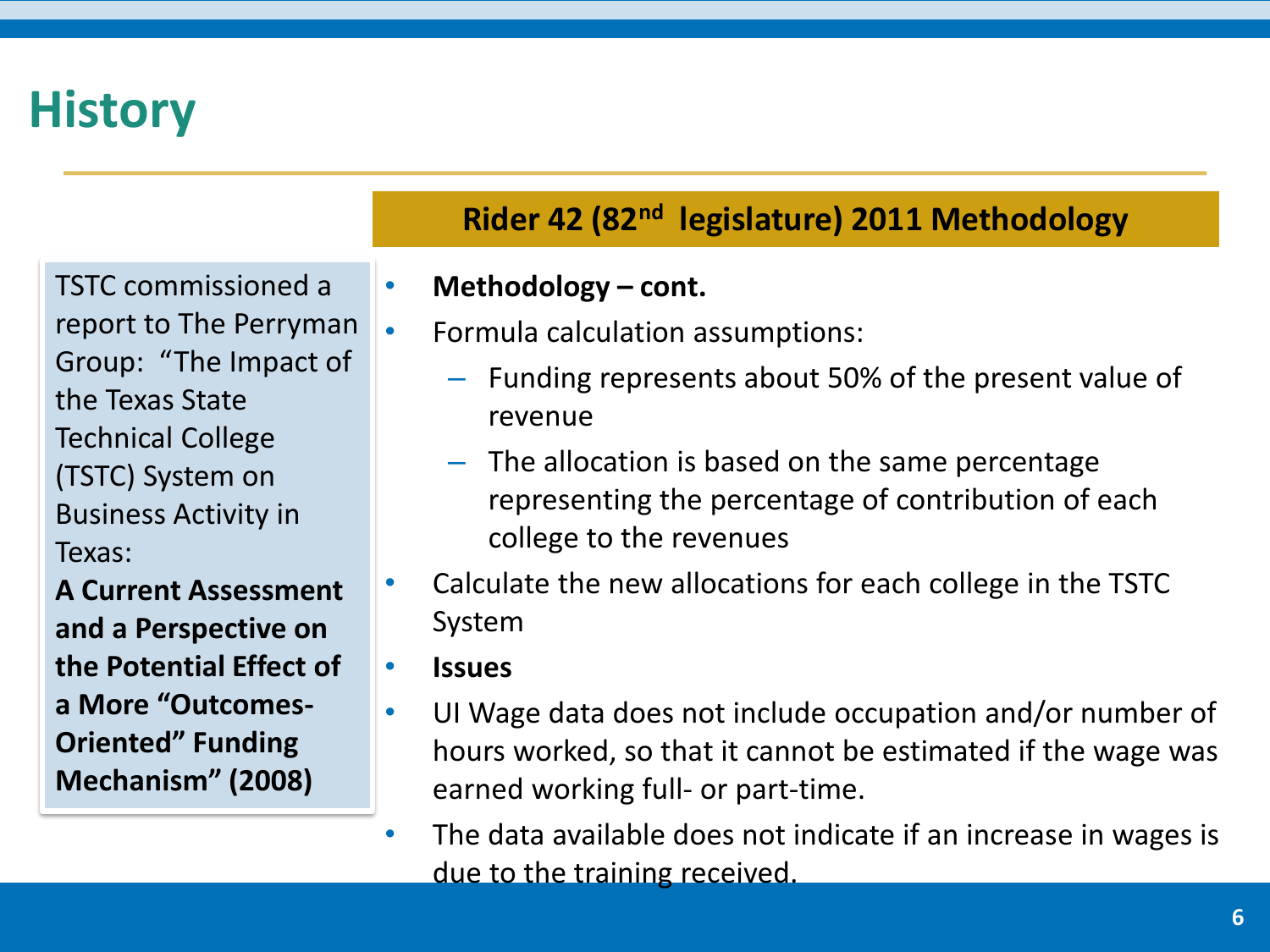# History

TSTC commissioned a report to The Perryman Group: "The Impact of the Texas State Technical College (TSTC) System on Business Activity in Texas: **A Current Assessment and a Perspective on the Potential Effect of a More "Outcomes-Oriented" Funding Mechanism" (2008)**

## Rider 42 (82nd legislature) 2011 Methodology

- **Methodology – cont.**
- Formula calculation assumptions:
  - Funding represents about 50% of the present value of revenue
  - The allocation is based on the same percentage representing the percentage of contribution of each college to the revenues
- Calculate the new allocations for each college in the TSTC System
- **Issues**
- UI Wage data does not include occupation and/or number of hours worked, so that it cannot be estimated if the wage was earned working full- or part-time.
- The data available does not indicate if an increase in wages is due to the training received.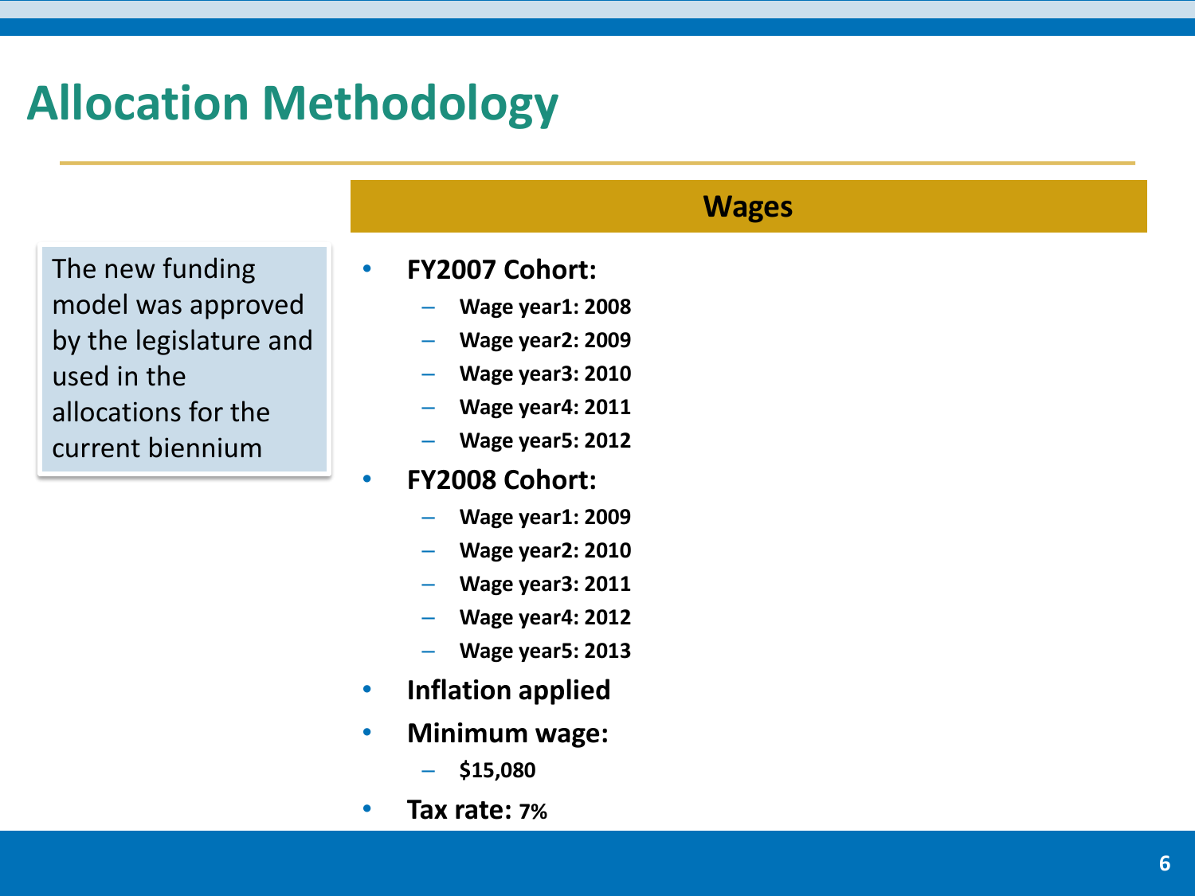# Allocation Methodology

The new funding model was approved by the legislature and used in the allocations for the current biennium

## Wages

- **FY2007 Cohort:**
  - **Wage year1: 2008**
  - **Wage year2: 2009**
  - **Wage year3: 2010**
  - **Wage year4: 2011**
  - **Wage year5: 2012**
- **FY2008 Cohort:**
  - **Wage year1: 2009**
  - **Wage year2: 2010**
  - **Wage year3: 2011**
  - **Wage year4: 2012**
  - **Wage year5: 2013**
- **Inflation applied**
- **Minimum wage:**
  - **$15,080**
- **Tax rate: 7%**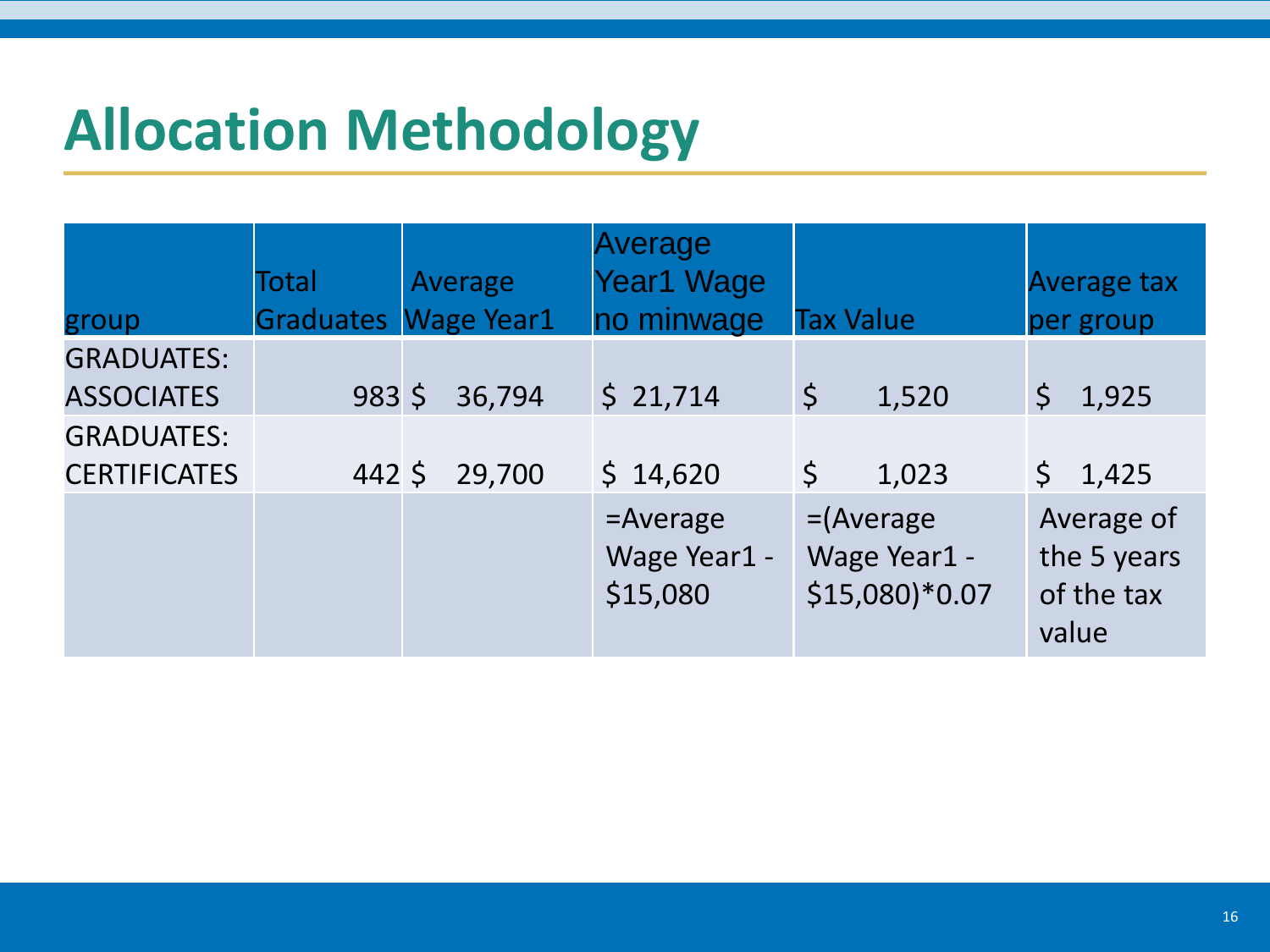# Allocation Methodology

| group | Total Graduates | Average Wage Year1 | Average Year1 Wage no minwage | Tax Value | Average tax per group |
|---|---|---|---|---|---|
| GRADUATES: ASSOCIATES | 983 | $ 36,794 | $ 21,714 | $ 1,520 | $ 1,925 |
| GRADUATES: CERTIFICATES | 442 | $ 29,700 | $ 14,620 | $ 1,023 | $ 1,425 |
| | | | =Average Wage Year1 - $15,080 | =(Average Wage Year1 - $15,080)*0.07 | Average of the 5 years of the tax value |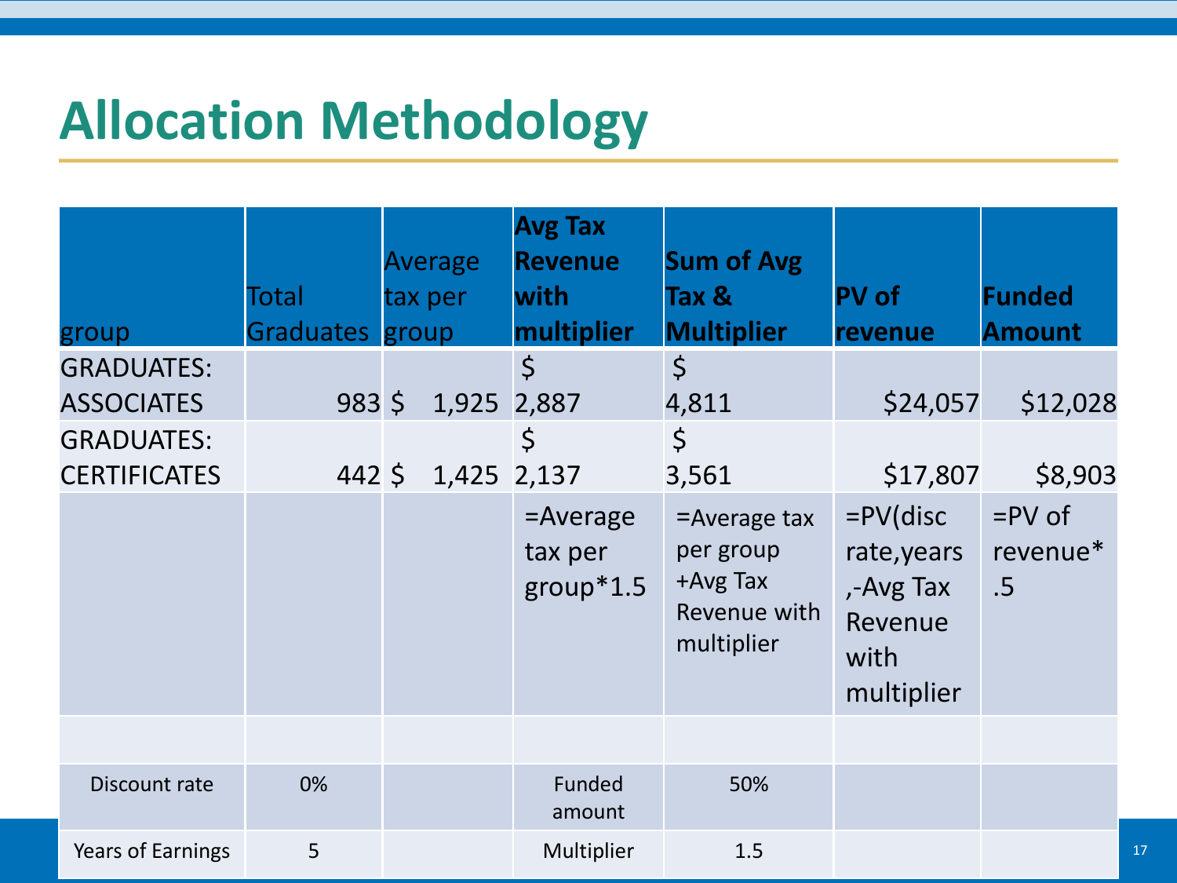# Allocation Methodology

| group | Total Graduates | Average tax per group | **Avg Tax Revenue with multiplier** | **Sum of Avg Tax & Multiplier** | **PV of revenue** | **Funded Amount** |
|---|---|---|---|---|---|---|
| GRADUATES: ASSOCIATES | 983 | $ 1,925 | $ 2,887 | $ 4,811 | $24,057 | $12,028 |
| GRADUATES: CERTIFICATES | 442 | $ 1,425 | $ 2,137 | $ 3,561 | $17,807 | $8,903 |
| | | | =Average tax per group*1.5 | =Average tax per group +Avg Tax Revenue with multiplier | =PV(disc rate,years ,-Avg Tax Revenue with multiplier | =PV of revenue* .5 |
| | | | | | | |
| Discount rate | 0% | | Funded amount | 50% | | |
| Years of Earnings | 5 | | Multiplier | 1.5 | | |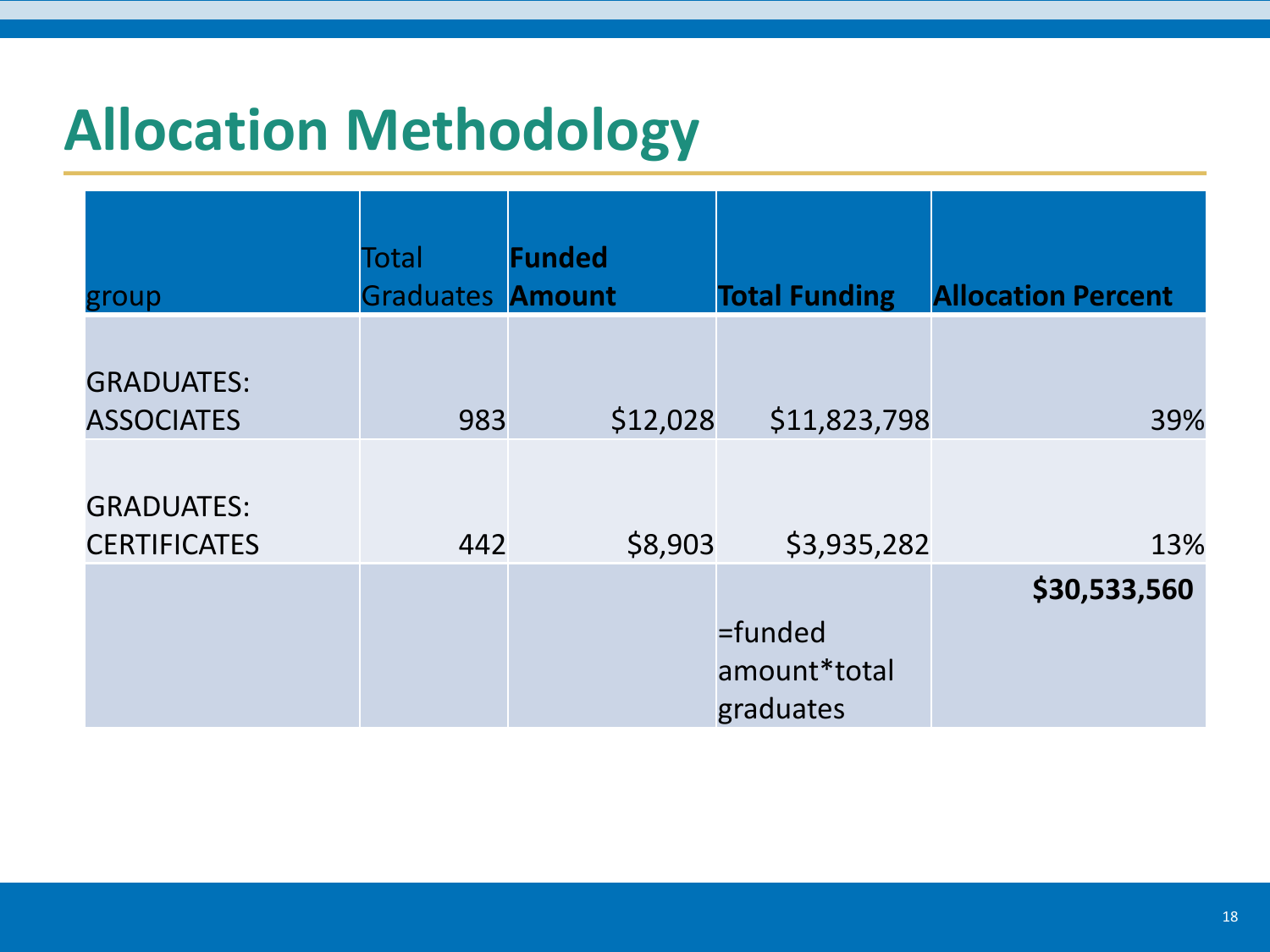# Allocation Methodology

| group | Total Graduates | **Funded Amount** | **Total Funding** | **Allocation Percent** |
|---|---|---|---|---|
| GRADUATES: ASSOCIATES | 983 | $12,028 | $11,823,798 | 39% |
| GRADUATES: CERTIFICATES | 442 | $8,903 | $3,935,282 | 13% |
| | | | =funded amount*total graduates | **$30,533,560** |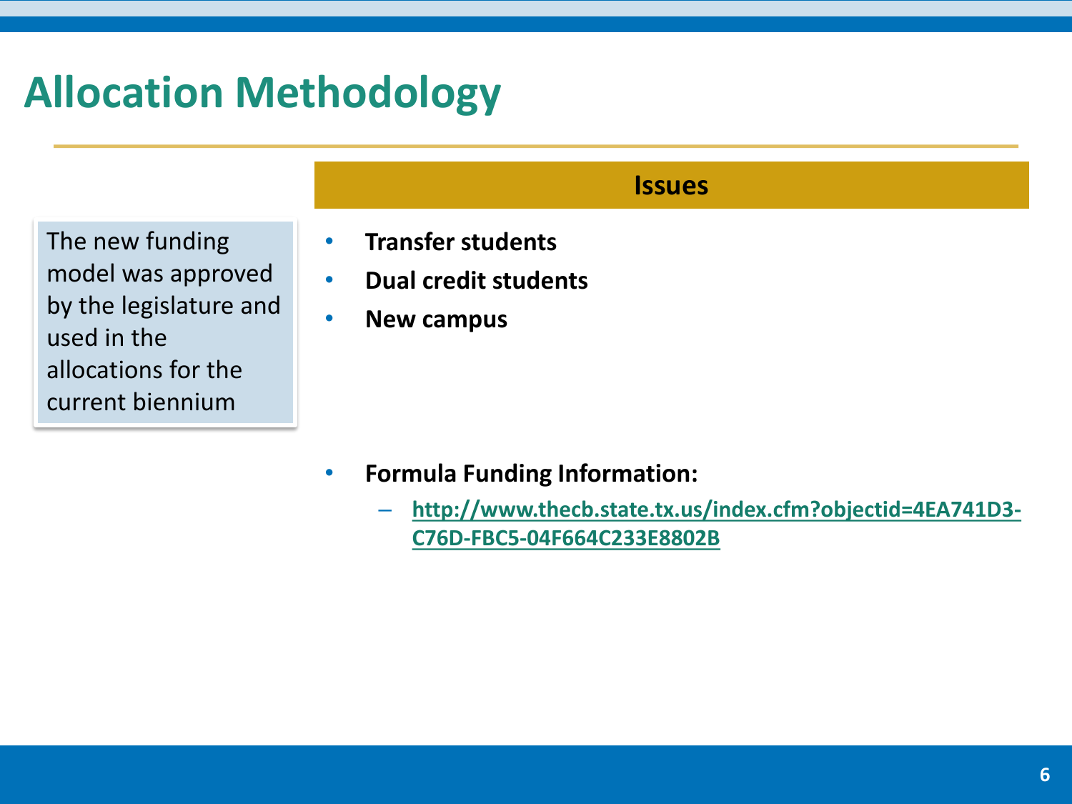# Allocation Methodology

The new funding model was approved by the legislature and used in the allocations for the current biennium

## Issues

- **Transfer students**
- **Dual credit students**
- **New campus**

- **Formula Funding Information:**
  - [http://www.thecb.state.tx.us/index.cfm?objectid=4EA741D3-C76D-FBC5-04F664C233E8802B](http://www.thecb.state.tx.us/index.cfm?objectid=4EA741D3-C76D-FBC5-04F664C233E8802B)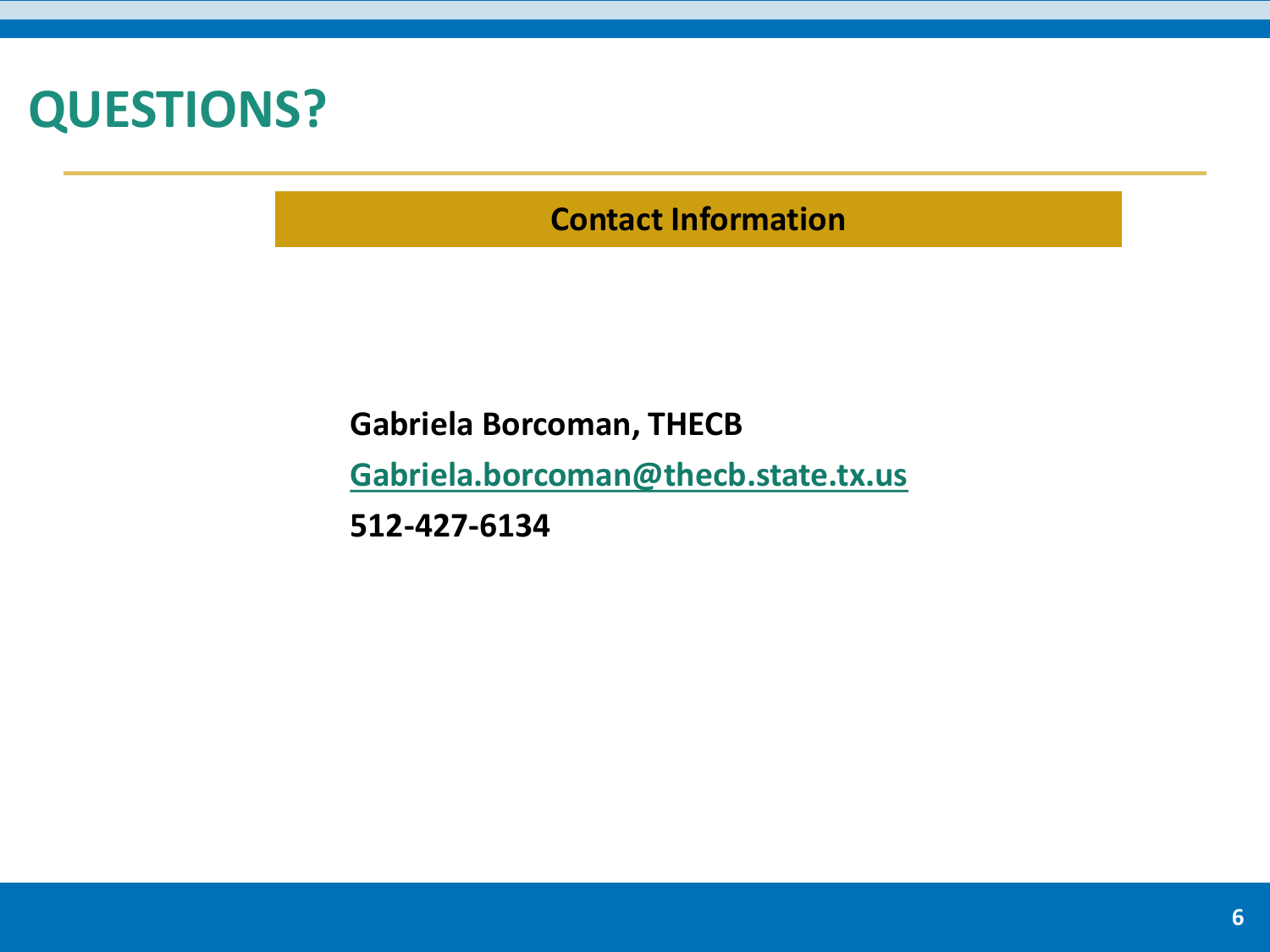# QUESTIONS?

**Contact Information**

**Gabriela Borcoman, THECB**

**[Gabriela.borcoman@thecb.state.tx.us](mailto:Gabriela.borcoman@thecb.state.tx.us)**

**512-427-6134**